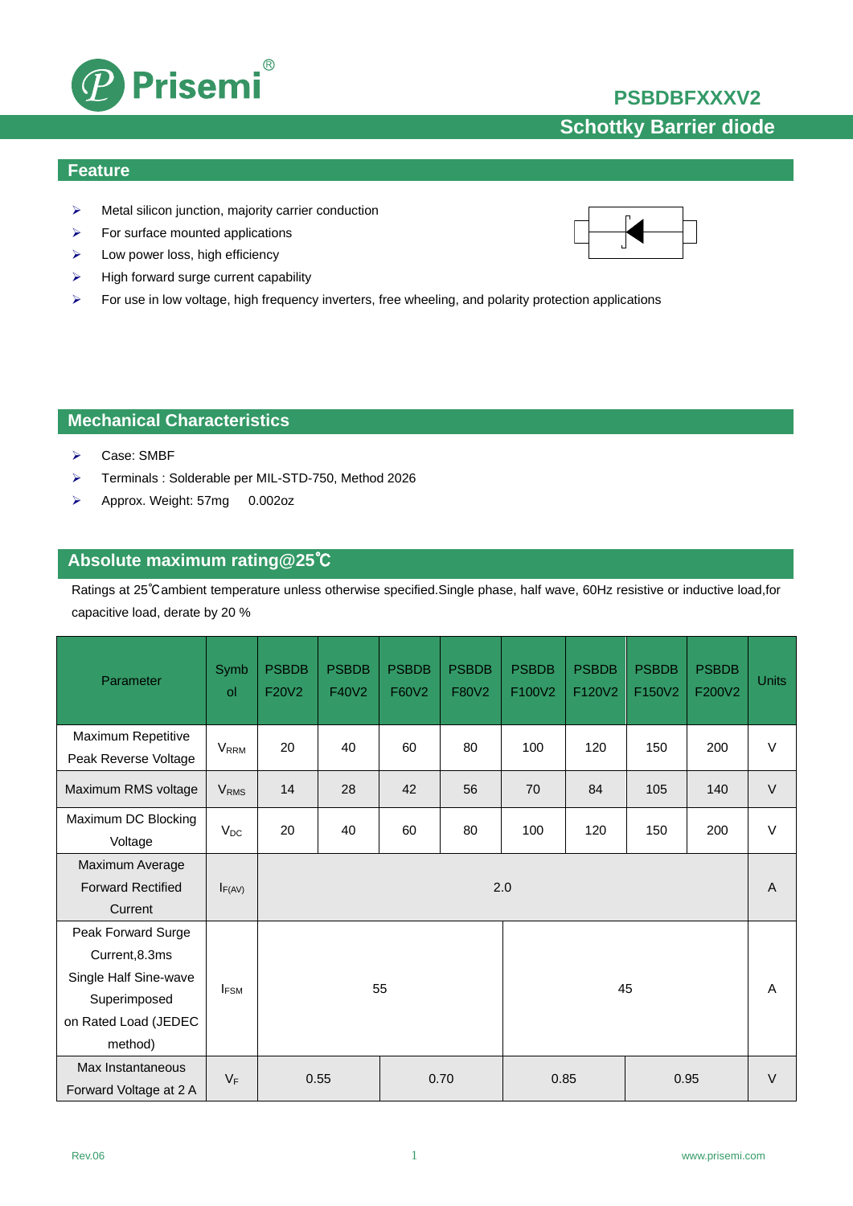# PSBDBFXXXV2

## Schottky Barrier diode

## Feature

- Metal silicon junction, majority carrier conduction
- For surface mounted applications
- Low power loss, high efficiency
- High forward surge current capability
- For use in low voltage, high frequency inverters, free wheeling, and polarity protection applications

## Mechanical Characteristics

- Case: SMBF
- Terminals : Solderable per MIL-STD-750, Method 2026
- Approx. Weight: 57mg  0.002oz

## Absolute maximum rating@25℃

Ratings at 25℃ambient temperature unless otherwise specified.Single phase, half wave, 60Hz resistive or inductive load,for capacitive load, derate by 20 %

| Parameter | Symbol | PSBDBF20V2 | PSBDBF40V2 | PSBDBF60V2 | PSBDBF80V2 | PSBDBF100V2 | PSBDBF120V2 | PSBDBF150V2 | PSBDBF200V2 | Units |
|---|---|---|---|---|---|---|---|---|---|---|
| Maximum Repetitive Peak Reverse Voltage | $V_{RRM}$ | 20 | 40 | 60 | 80 | 100 | 120 | 150 | 200 | V |
| Maximum RMS voltage | $V_{RMS}$ | 14 | 28 | 42 | 56 | 70 | 84 | 105 | 140 | V |
| Maximum DC Blocking Voltage | $V_{DC}$ | 20 | 40 | 60 | 80 | 100 | 120 | 150 | 200 | V |
| Maximum Average Forward Rectified Current | $I_{F(AV)}$ | 2.0 | | | | | | | | A |
| Peak Forward Surge Current,8.3ms Single Half Sine-wave Superimposed on Rated Load (JEDEC method) | $I_{FSM}$ | 55 | | | | 45 | | | | A |
| Max Instantaneous Forward Voltage at 2 A | $V_F$ | 0.55 | | 0.70 | | 0.85 | | 0.95 | | V |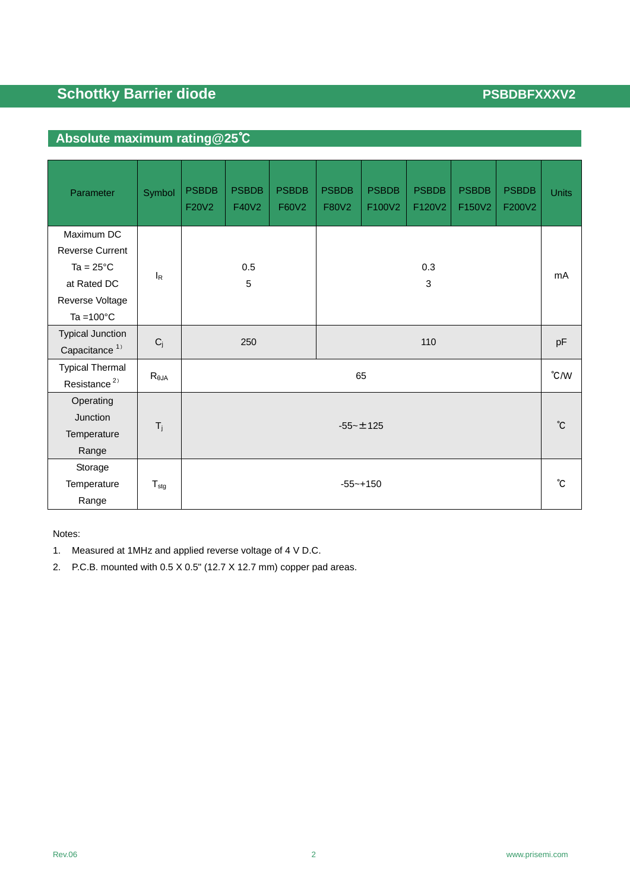## Absolute maximum rating@25℃

| Parameter | Symbol | PSBDB F20V2 | PSBDB F40V2 | PSBDB F60V2 | PSBDB F80V2 | PSBDB F100V2 | PSBDB F120V2 | PSBDB F150V2 | PSBDB F200V2 | Units |
|---|---|---|---|---|---|---|---|---|---|---|
| Maximum DC Reverse Current Ta = 25°C at Rated DC Reverse Voltage Ta =100°C | $I_R$ | 0.5<br>5 | | | 0.3<br>3 | | | | | mA |
| Typical Junction Capacitance [1] | $C_j$ | 250 | | | 110 | | | | | pF |
| Typical Thermal Resistance [2] | $R_{\theta JA}$ | 65 | | | | | | | | ℃/W |
| Operating Junction Temperature Range | $T_j$ | -55~±125 | | | | | | | | ℃ |
| Storage Temperature Range | $T_{stg}$ | -55~+150 | | | | | | | | ℃ |

Notes:

1. Measured at 1MHz and applied reverse voltage of 4 V D.C.
2. P.C.B. mounted with 0.5 X 0.5" (12.7 X 12.7 mm) copper pad areas.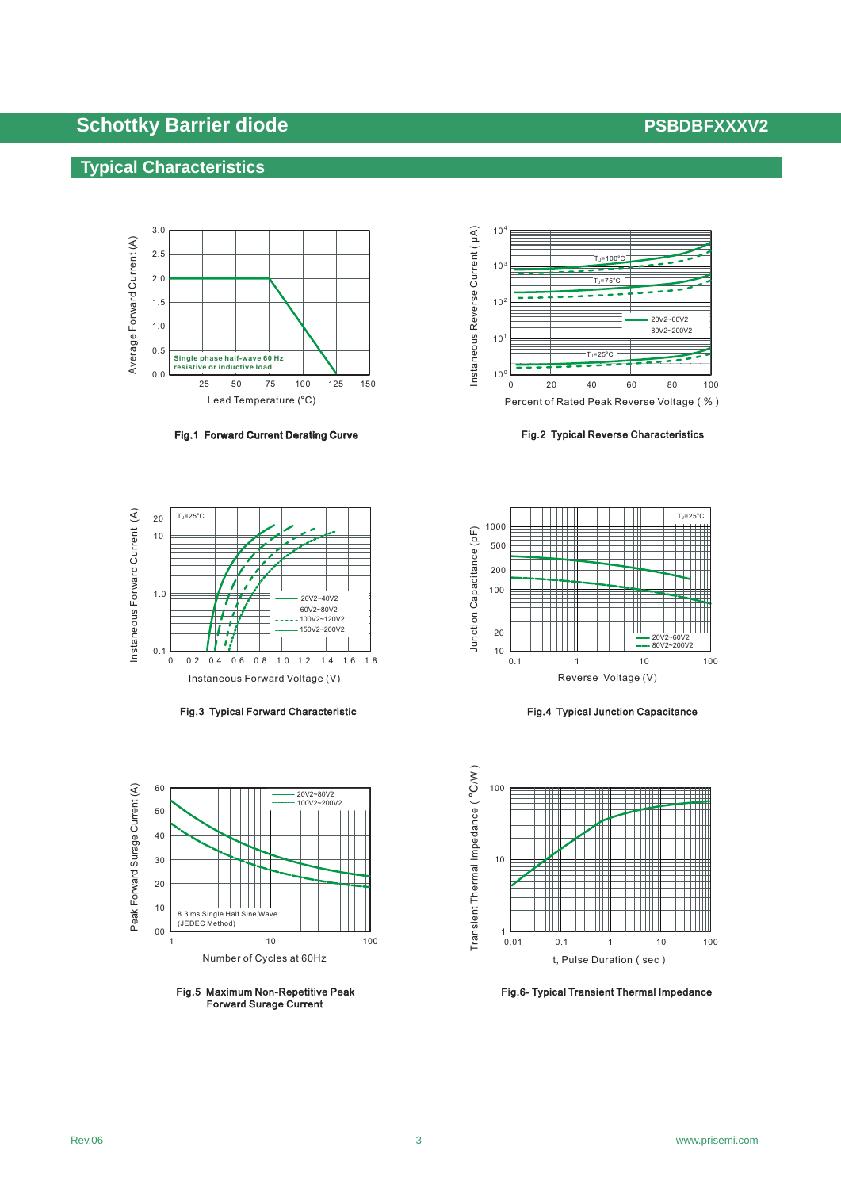## Typical Characteristics

Fig.1 Forward Current Derating Curve

Fig.2 Typical Reverse Characteristics

Fig.3 Typical Forward Characteristic

Fig.4 Typical Junction Capacitance

Fig.5 Maximum Non-Repetitive Peak Forward Surge Current

Fig.6- Typical Transient Thermal Impedance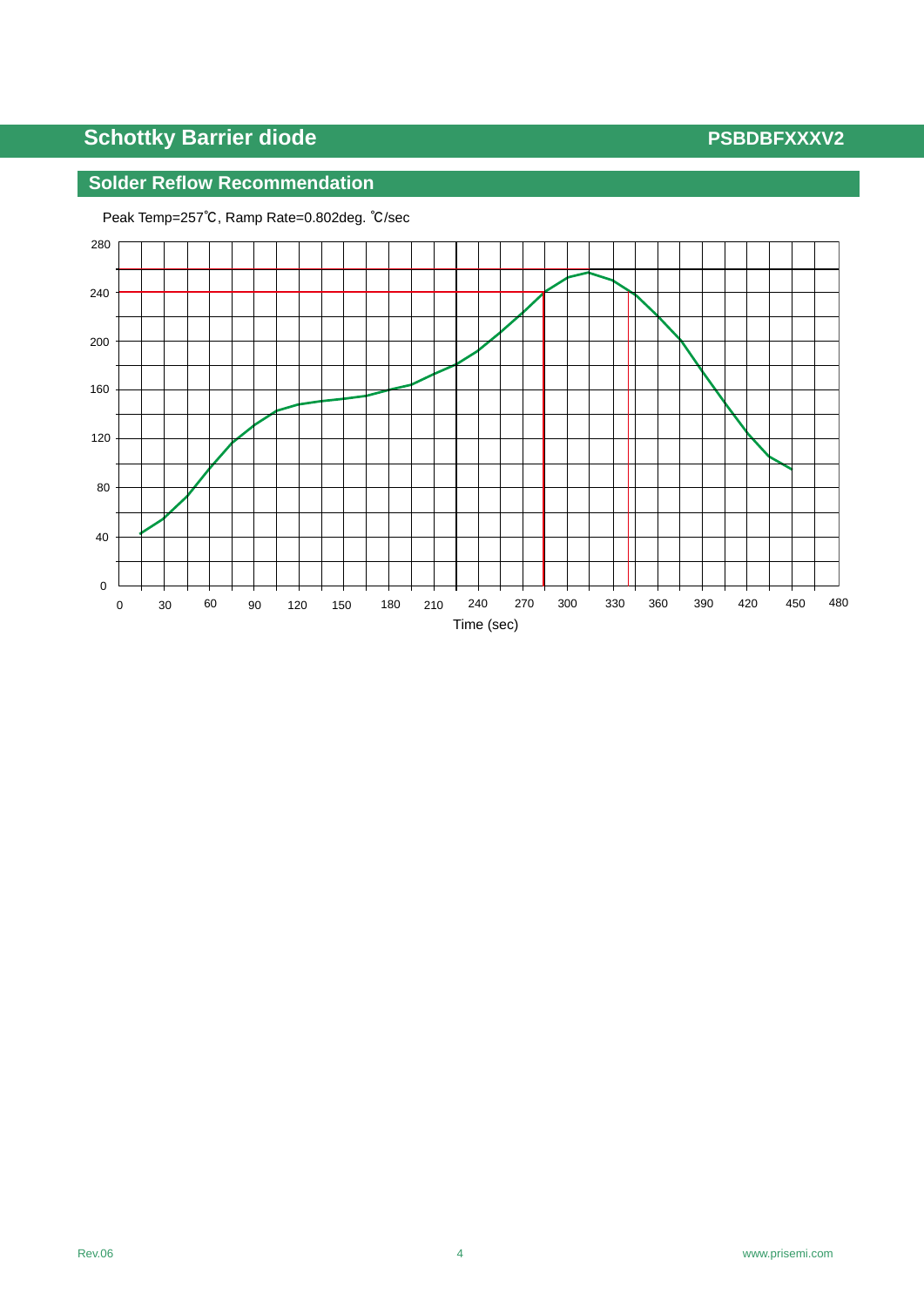## Solder Reflow Recommendation

Peak Temp=257℃, Ramp Rate=0.802deg. ℃/sec

280
240
200
160
120
80
40
0

0 30 60 90 120 150 180 210 240 270 300 330 360 390 420 450 480

Time (sec)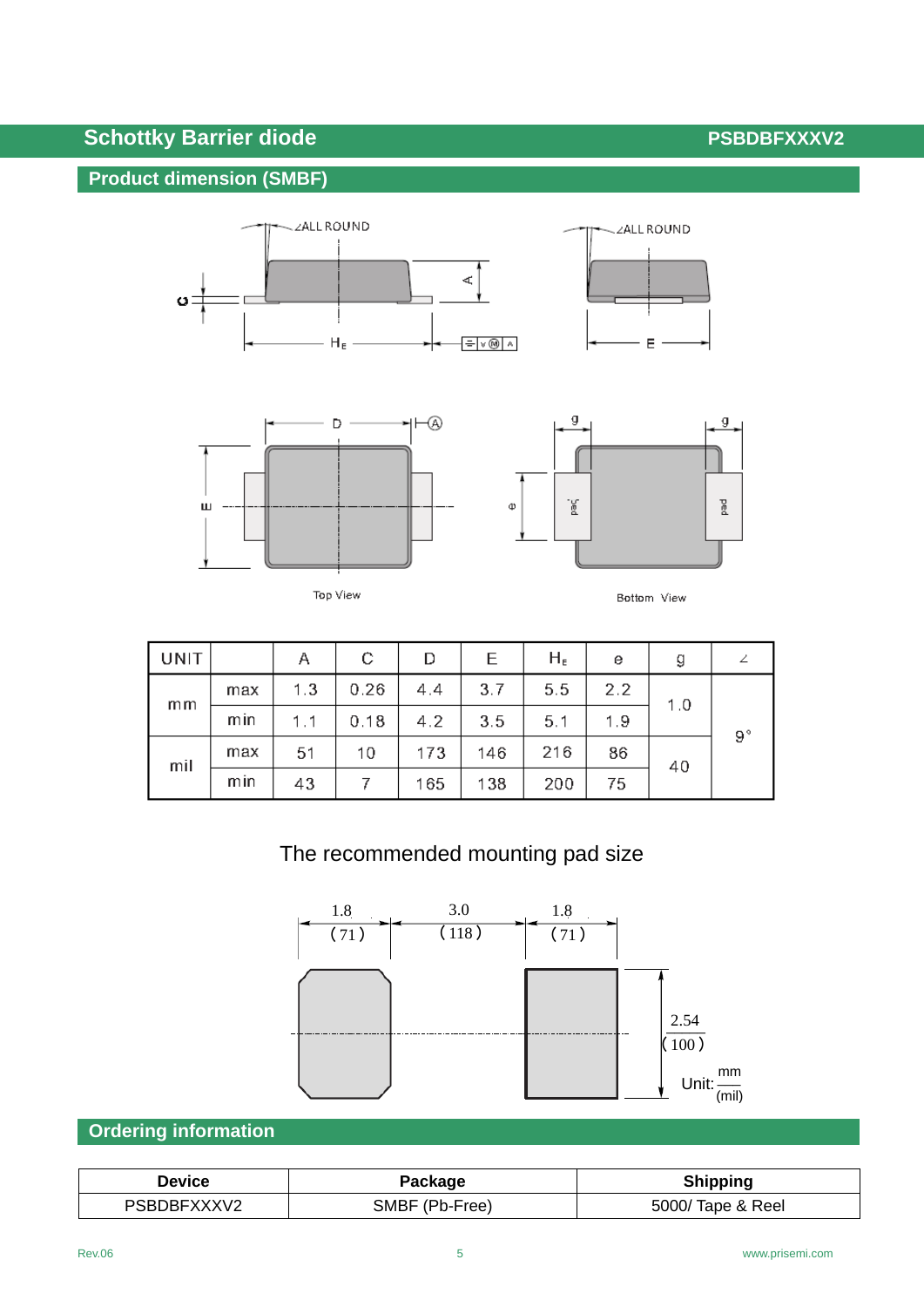## Product dimension (SMBF)

Top View

Bottom View

| UNIT | | A | C | D | E | $H_E$ | e | g | ∠ |
|---|---|---|---|---|---|---|---|---|---|
| mm | max | 1.3 | 0.26 | 4.4 | 3.7 | 5.5 | 2.2 | 1.0 | 9° |
| | min | 1.1 | 0.18 | 4.2 | 3.5 | 5.1 | 1.9 | | |
| mil | max | 51 | 10 | 173 | 146 | 216 | 86 | 40 | |
| | min | 43 | 7 | 165 | 138 | 200 | 75 | | |

The recommended mounting pad size

1.8 (71) — 3.0 (118) — 1.8 (71); 2.54 (100)

Unit: mm (mil)

## Ordering information

| Device | Package | Shipping |
|---|---|---|
| PSBDBFXXXV2 | SMBF (Pb-Free) | 5000/ Tape & Reel |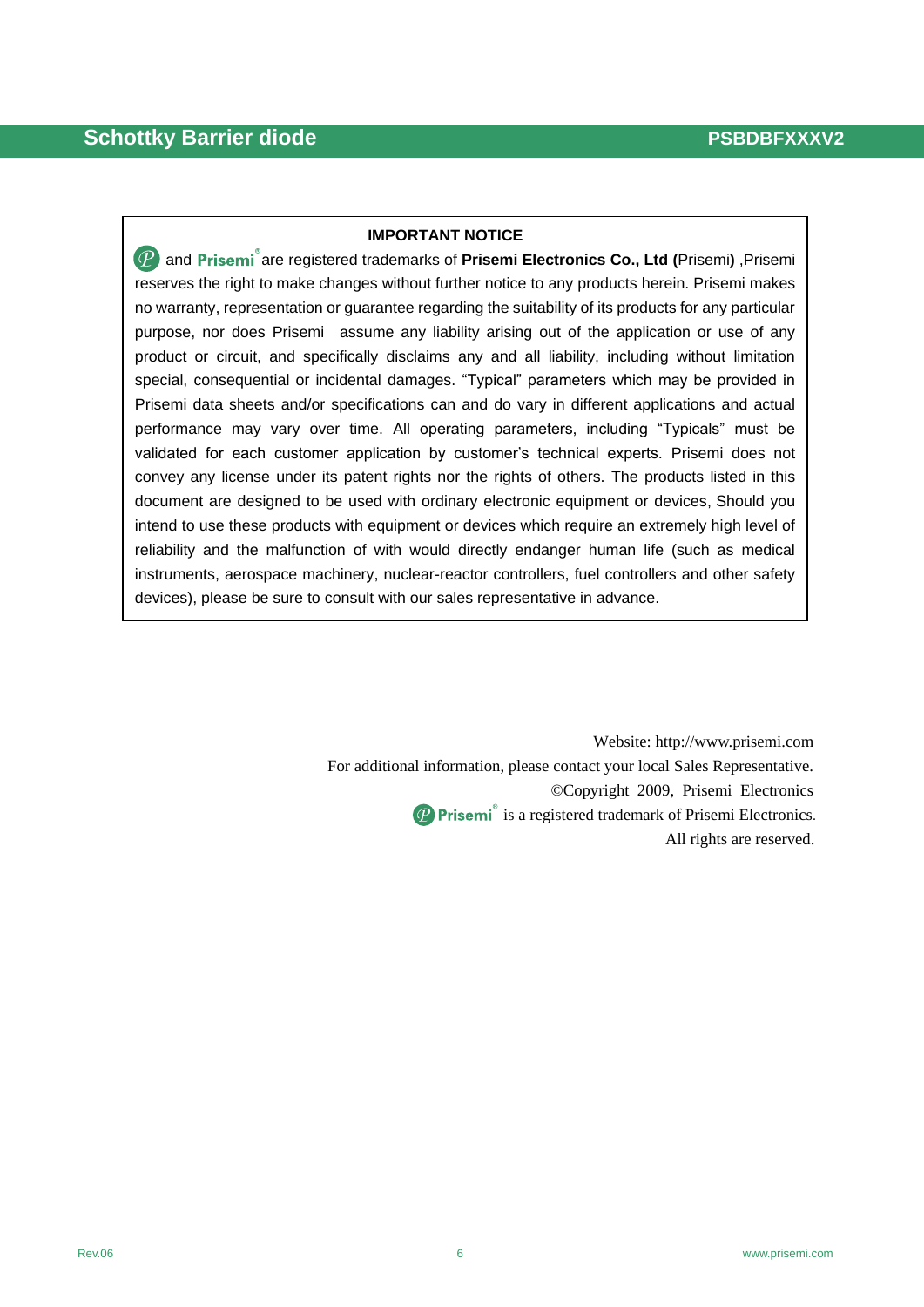## IMPORTANT NOTICE

and Prisemi® are registered trademarks of **Prisemi Electronics Co., Ltd (**Prisemi**)** ,Prisemi reserves the right to make changes without further notice to any products herein. Prisemi makes no warranty, representation or guarantee regarding the suitability of its products for any particular purpose, nor does Prisemi assume any liability arising out of the application or use of any product or circuit, and specifically disclaims any and all liability, including without limitation special, consequential or incidental damages. "Typical" parameters which may be provided in Prisemi data sheets and/or specifications can and do vary in different applications and actual performance may vary over time. All operating parameters, including "Typicals" must be validated for each customer application by customer's technical experts. Prisemi does not convey any license under its patent rights nor the rights of others. The products listed in this document are designed to be used with ordinary electronic equipment or devices, Should you intend to use these products with equipment or devices which require an extremely high level of reliability and the malfunction of with would directly endanger human life (such as medical instruments, aerospace machinery, nuclear-reactor controllers, fuel controllers and other safety devices), please be sure to consult with our sales representative in advance.

Website: http://www.prisemi.com

For additional information, please contact your local Sales Representative.

©Copyright 2009, Prisemi Electronics

Prisemi® is a registered trademark of Prisemi Electronics.

All rights are reserved.